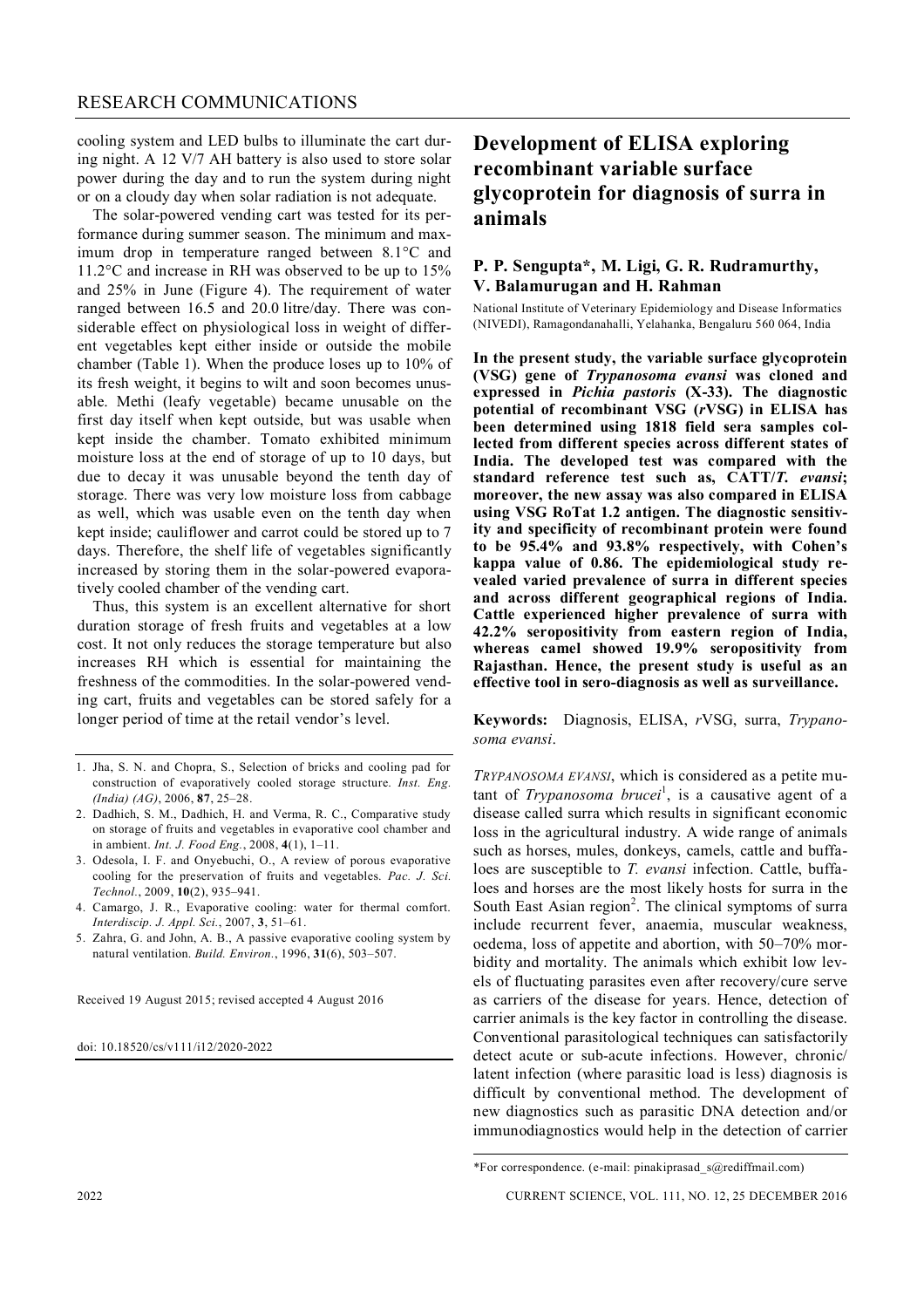cooling system and LED bulbs to illuminate the cart during night. A 12 V/7 AH battery is also used to store solar power during the day and to run the system during night or on a cloudy day when solar radiation is not adequate.

The solar-powered vending cart was tested for its performance during summer season. The minimum and maximum drop in temperature ranged between 8.1°C and 11.2°C and increase in RH was observed to be up to 15% and 25% in June (Figure 4). The requirement of water ranged between 16.5 and 20.0 litre/day. There was considerable effect on physiological loss in weight of different vegetables kept either inside or outside the mobile chamber (Table 1). When the produce loses up to 10% of its fresh weight, it begins to wilt and soon becomes unusable. Methi (leafy vegetable) became unusable on the first day itself when kept outside, but was usable when kept inside the chamber. Tomato exhibited minimum moisture loss at the end of storage of up to 10 days, but due to decay it was unusable beyond the tenth day of storage. There was very low moisture loss from cabbage as well, which was usable even on the tenth day when kept inside; cauliflower and carrot could be stored up to 7 days. Therefore, the shelf life of vegetables significantly increased by storing them in the solar-powered evaporatively cooled chamber of the vending cart.

Thus, this system is an excellent alternative for short duration storage of fresh fruits and vegetables at a low cost. It not only reduces the storage temperature but also increases RH which is essential for maintaining the freshness of the commodities. In the solar-powered vending cart, fruits and vegetables can be stored safely for a longer period of time at the retail vendor's level.

1. Jha, S. N. and Chopra, S., Selection of bricks and cooling pad for construction of evaporatively cooled storage structure. *Inst. Eng. (India) (AG)*, 2006, **87**, 25–28.
2. Dadhich, S. M., Dadhich, H. and Verma, R. C., Comparative study on storage of fruits and vegetables in evaporative cool chamber and in ambient. *Int. J. Food Eng.*, 2008, **4**(1), 1–11.
3. Odesola, I. F. and Onyebuchi, O., A review of porous evaporative cooling for the preservation of fruits and vegetables. *Pac. J. Sci. Technol.*, 2009, **10**(2), 935–941.
4. Camargo, J. R., Evaporative cooling: water for thermal comfort. *Interdiscip. J. Appl. Sci.*, 2007, **3**, 51–61.
5. Zahra, G. and John, A. B., A passive evaporative cooling system by natural ventilation. *Build. Environ.*, 1996, **31**(6), 503–507.

Received 19 August 2015; revised accepted 4 August 2016

doi: 10.18520/cs/v111/i12/2020-2022

# Development of ELISA exploring recombinant variable surface glycoprotein for diagnosis of surra in animals

**P. P. Sengupta\*, M. Ligi, G. R. Rudramurthy, V. Balamurugan and H. Rahman**

National Institute of Veterinary Epidemiology and Disease Informatics (NIVEDI), Ramagondanahalli, Yelahanka, Bengaluru 560 064, India

**In the present study, the variable surface glycoprotein (VSG) gene of *Trypanosoma evansi* was cloned and expressed in *Pichia pastoris* (X-33). The diagnostic potential of recombinant VSG (*r*VSG) in ELISA has been determined using 1818 field sera samples collected from different species across different states of India. The developed test was compared with the standard reference test such as, CATT/*T. evansi*; moreover, the new assay was also compared in ELISA using VSG RoTat 1.2 antigen. The diagnostic sensitivity and specificity of recombinant protein were found to be 95.4% and 93.8% respectively, with Cohen's kappa value of 0.86. The epidemiological study revealed varied prevalence of surra in different species and across different geographical regions of India. Cattle experienced higher prevalence of surra with 42.2% seropositivity from eastern region of India, whereas camel showed 19.9% seropositivity from Rajasthan. Hence, the present study is useful as an effective tool in sero-diagnosis as well as surveillance.**

**Keywords:** Diagnosis, ELISA, *r*VSG, surra, *Trypanosoma evansi*.

*TRYPANOSOMA EVANSI*, which is considered as a petite mutant of *Trypanosoma brucei*[1], is a causative agent of a disease called surra which results in significant economic loss in the agricultural industry. A wide range of animals such as horses, mules, donkeys, camels, cattle and buffaloes are susceptible to *T. evansi* infection. Cattle, buffaloes and horses are the most likely hosts for surra in the South East Asian region[2]. The clinical symptoms of surra include recurrent fever, anaemia, muscular weakness, oedema, loss of appetite and abortion, with 50–70% morbidity and mortality. The animals which exhibit low levels of fluctuating parasites even after recovery/cure serve as carriers of the disease for years. Hence, detection of carrier animals is the key factor in controlling the disease. Conventional parasitological techniques can satisfactorily detect acute or sub-acute infections. However, chronic/latent infection (where parasitic load is less) diagnosis is difficult by conventional method. The development of new diagnostics such as parasitic DNA detection and/or immunodiagnostics would help in the detection of carrier

\*For correspondence. (e-mail: pinakiprasad_s@rediffmail.com)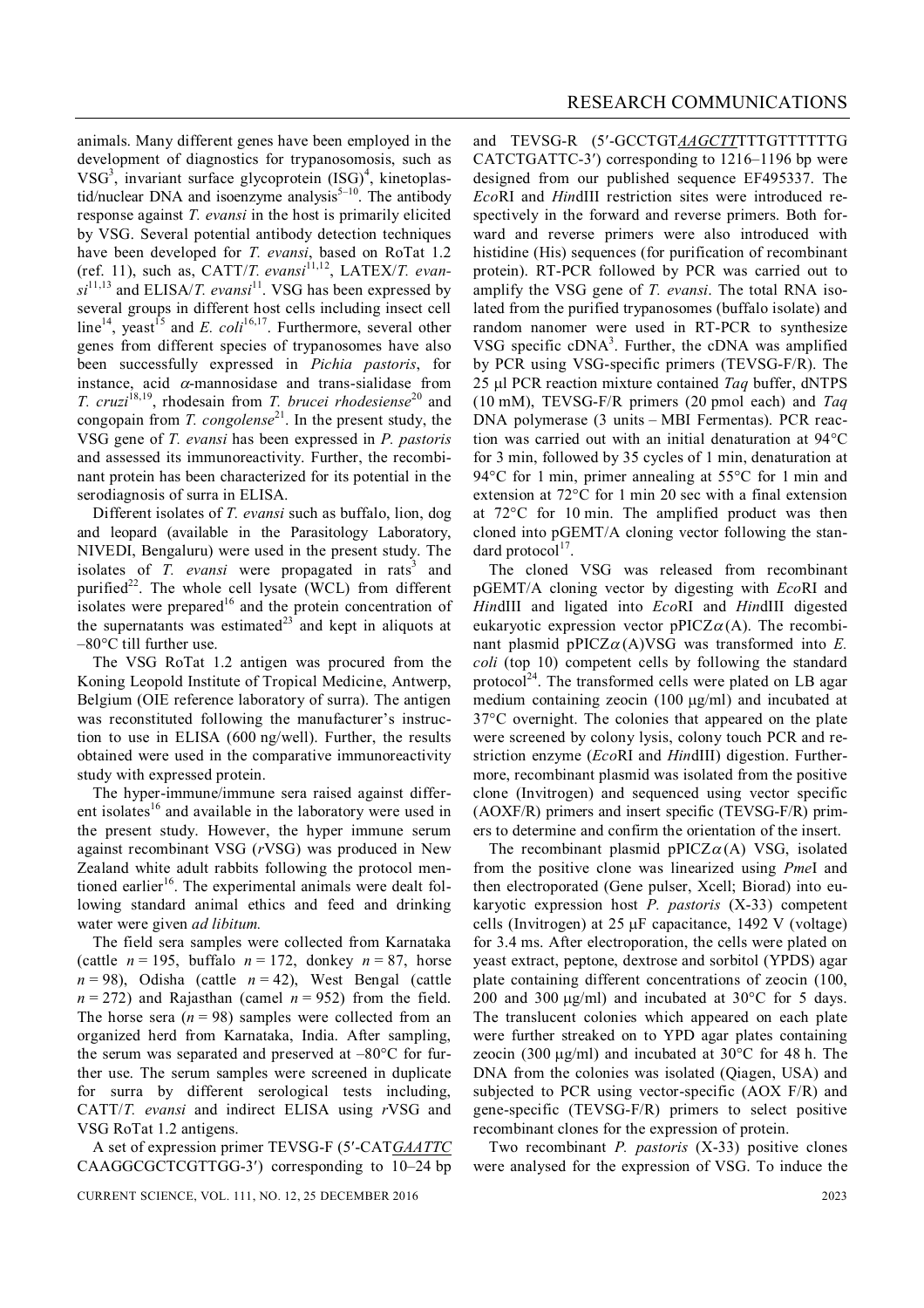animals. Many different genes have been employed in the development of diagnostics for trypanosomosis, such as VSG[3], invariant surface glycoprotein (ISG)[4], kinetoplastid/nuclear DNA and isoenzyme analysis[5–10]. The antibody response against *T. evansi* in the host is primarily elicited by VSG. Several potential antibody detection techniques have been developed for *T. evansi*, based on RoTat 1.2 (ref. 11), such as, CATT/*T. evansi*[11,12], LATEX/*T. evansi*[11,13] and ELISA/*T. evansi*[11]. VSG has been expressed by several groups in different host cells including insect cell line[14], yeast[15] and *E. coli*[16,17]. Furthermore, several other genes from different species of trypanosomes have also been successfully expressed in *Pichia pastoris*, for instance, acid $\alpha$-mannosidase and trans-sialidase from *T. cruzi*[18,19], rhodesain from *T. brucei rhodesiense*[20] and congopain from *T. congolense*[21]. In the present study, the VSG gene of *T. evansi* has been expressed in *P. pastoris* and assessed its immunoreactivity. Further, the recombinant protein has been characterized for its potential in the serodiagnosis of surra in ELISA.

Different isolates of *T. evansi* such as buffalo, lion, dog and leopard (available in the Parasitology Laboratory, NIVEDI, Bengaluru) were used in the present study. The isolates of *T. evansi* were propagated in rats[3] and purified[22]. The whole cell lysate (WCL) from different isolates were prepared[16] and the protein concentration of the supernatants was estimated[23] and kept in aliquots at –80°C till further use.

The VSG RoTat 1.2 antigen was procured from the Koning Leopold Institute of Tropical Medicine, Antwerp, Belgium (OIE reference laboratory of surra). The antigen was reconstituted following the manufacturer's instruction to use in ELISA (600 ng/well). Further, the results obtained were used in the comparative immunoreactivity study with expressed protein.

The hyper-immune/immune sera raised against different isolates[16] and available in the laboratory were used in the present study. However, the hyper immune serum against recombinant VSG (*r*VSG) was produced in New Zealand white adult rabbits following the protocol mentioned earlier[16]. The experimental animals were dealt following standard animal ethics and feed and drinking water were given *ad libitum.*

The field sera samples were collected from Karnataka (cattle $n = 195$, buffalo $n = 172$, donkey $n = 87$, horse $n = 98$), Odisha (cattle $n = 42$), West Bengal (cattle $n = 272$) and Rajasthan (camel $n = 952$) from the field. The horse sera ($n = 98$) samples were collected from an organized herd from Karnataka, India. After sampling, the serum was separated and preserved at –80°C for further use. The serum samples were screened in duplicate for surra by different serological tests including, CATT/*T. evansi* and indirect ELISA using *r*VSG and VSG RoTat 1.2 antigens.

A set of expression primer TEVSG-F (5′-CAT*GAATTC* CAAGGCGCTCGTTGG-3′) corresponding to 10–24 bp and TEVSG-R (5′-GCCTGT*AAGCTT*TTTGTTTTTTG CATCTGATTC-3′) corresponding to 1216–1196 bp were designed from our published sequence EF495337. The *Eco*RI and *Hin*dIII restriction sites were introduced respectively in the forward and reverse primers. Both forward and reverse primers were also introduced with histidine (His) sequences (for purification of recombinant protein). RT-PCR followed by PCR was carried out to amplify the VSG gene of *T. evansi*. The total RNA isolated from the purified trypanosomes (buffalo isolate) and random nanomer were used in RT-PCR to synthesize VSG specific cDNA[3]. Further, the cDNA was amplified by PCR using VSG-specific primers (TEVSG-F/R). The 25 μl PCR reaction mixture contained *Taq* buffer, dNTPS (10 mM), TEVSG-F/R primers (20 pmol each) and *Taq* DNA polymerase (3 units – MBI Fermentas). PCR reaction was carried out with an initial denaturation at 94°C for 3 min, followed by 35 cycles of 1 min, denaturation at 94°C for 1 min, primer annealing at 55°C for 1 min and extension at 72°C for 1 min 20 sec with a final extension at 72°C for 10 min. The amplified product was then cloned into pGEMT/A cloning vector following the standard protocol[17].

The cloned VSG was released from recombinant pGEMT/A cloning vector by digesting with *Eco*RI and *Hin*dIII and ligated into *Eco*RI and *Hin*dIII digested eukaryotic expression vector pPICZ$\alpha$(A). The recombinant plasmid pPICZ$\alpha$(A)VSG was transformed into *E. coli* (top 10) competent cells by following the standard protocol[24]. The transformed cells were plated on LB agar medium containing zeocin (100 μg/ml) and incubated at 37°C overnight. The colonies that appeared on the plate were screened by colony lysis, colony touch PCR and restriction enzyme (*Eco*RI and *Hin*dIII) digestion. Furthermore, recombinant plasmid was isolated from the positive clone (Invitrogen) and sequenced using vector specific (AOXF/R) primers and insert specific (TEVSG-F/R) primers to determine and confirm the orientation of the insert.

The recombinant plasmid pPICZ$\alpha$(A) VSG, isolated from the positive clone was linearized using *Pme*I and then electroporated (Gene pulser, Xcell; Biorad) into eukaryotic expression host *P. pastoris* (X-33) competent cells (Invitrogen) at 25 μF capacitance, 1492 V (voltage) for 3.4 ms. After electroporation, the cells were plated on yeast extract, peptone, dextrose and sorbitol (YPDS) agar plate containing different concentrations of zeocin (100, 200 and 300 μg/ml) and incubated at 30°C for 5 days. The translucent colonies which appeared on each plate were further streaked on to YPD agar plates containing zeocin (300 μg/ml) and incubated at 30°C for 48 h. The DNA from the colonies was isolated (Qiagen, USA) and subjected to PCR using vector-specific (AOX F/R) and gene-specific (TEVSG-F/R) primers to select positive recombinant clones for the expression of protein.

Two recombinant *P. pastoris* (X-33) positive clones were analysed for the expression of VSG. To induce the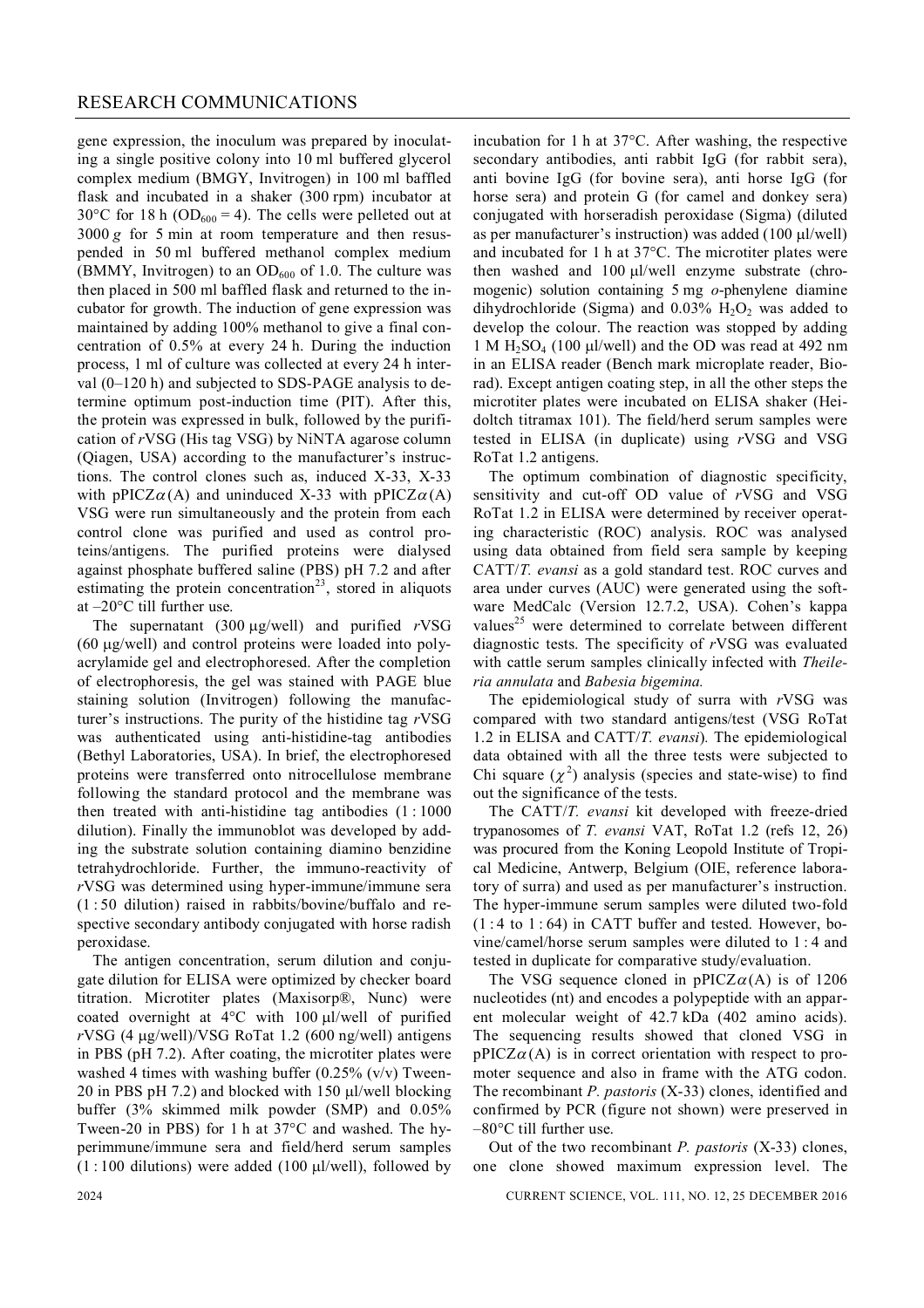gene expression, the inoculum was prepared by inoculating a single positive colony into 10 ml buffered glycerol complex medium (BMGY, Invitrogen) in 100 ml baffled flask and incubated in a shaker (300 rpm) incubator at 30°C for 18 h ($OD_{600}$ = 4). The cells were pelleted out at 3000 *g* for 5 min at room temperature and then resuspended in 50 ml buffered methanol complex medium (BMMY, Invitrogen) to an $OD_{600}$ of 1.0. The culture was then placed in 500 ml baffled flask and returned to the incubator for growth. The induction of gene expression was maintained by adding 100% methanol to give a final concentration of 0.5% at every 24 h. During the induction process, 1 ml of culture was collected at every 24 h interval (0–120 h) and subjected to SDS-PAGE analysis to determine optimum post-induction time (PIT). After this, the protein was expressed in bulk, followed by the purification of *r*VSG (His tag VSG) by NiNTA agarose column (Qiagen, USA) according to the manufacturer's instructions. The control clones such as, induced X-33, X-33 with pPICZ$\alpha$(A) and uninduced X-33 with pPICZ$\alpha$(A) VSG were run simultaneously and the protein from each control clone was purified and used as control proteins/antigens. The purified proteins were dialysed against phosphate buffered saline (PBS) pH 7.2 and after estimating the protein concentration[23], stored in aliquots at –20°C till further use.

The supernatant (300 μg/well) and purified *r*VSG (60 μg/well) and control proteins were loaded into polyacrylamide gel and electrophoresed. After the completion of electrophoresis, the gel was stained with PAGE blue staining solution (Invitrogen) following the manufacturer's instructions. The purity of the histidine tag *r*VSG was authenticated using anti-histidine-tag antibodies (Bethyl Laboratories, USA). In brief, the electrophoresed proteins were transferred onto nitrocellulose membrane following the standard protocol and the membrane was then treated with anti-histidine tag antibodies (1 : 1000 dilution). Finally the immunoblot was developed by adding the substrate solution containing diamino benzidine tetrahydrochloride. Further, the immuno-reactivity of *r*VSG was determined using hyper-immune/immune sera (1 : 50 dilution) raised in rabbits/bovine/buffalo and respective secondary antibody conjugated with horse radish peroxidase.

The antigen concentration, serum dilution and conjugate dilution for ELISA were optimized by checker board titration. Microtiter plates (Maxisorp®, Nunc) were coated overnight at 4°C with 100 μl/well of purified *r*VSG (4 μg/well)/VSG RoTat 1.2 (600 ng/well) antigens in PBS (pH 7.2). After coating, the microtiter plates were washed 4 times with washing buffer (0.25% (v/v) Tween-20 in PBS pH 7.2) and blocked with 150 μl/well blocking buffer (3% skimmed milk powder (SMP) and 0.05% Tween-20 in PBS) for 1 h at 37°C and washed. The hyperimmune/immune sera and field/herd serum samples (1 : 100 dilutions) were added (100 μl/well), followed by incubation for 1 h at 37°C. After washing, the respective secondary antibodies, anti rabbit IgG (for rabbit sera), anti bovine IgG (for bovine sera), anti horse IgG (for horse sera) and protein G (for camel and donkey sera) conjugated with horseradish peroxidase (Sigma) (diluted as per manufacturer's instruction) was added (100 μl/well) and incubated for 1 h at 37°C. The microtiter plates were then washed and 100 μl/well enzyme substrate (chromogenic) solution containing 5 mg *o*-phenylene diamine dihydrochloride (Sigma) and 0.03% $H_2O_2$ was added to develop the colour. The reaction was stopped by adding 1 M $H_2SO_4$ (100 μl/well) and the OD was read at 492 nm in an ELISA reader (Bench mark microplate reader, Biorad). Except antigen coating step, in all the other steps the microtiter plates were incubated on ELISA shaker (Heidoltch titramax 101). The field/herd serum samples were tested in ELISA (in duplicate) using *r*VSG and VSG RoTat 1.2 antigens.

The optimum combination of diagnostic specificity, sensitivity and cut-off OD value of *r*VSG and VSG RoTat 1.2 in ELISA were determined by receiver operating characteristic (ROC) analysis. ROC was analysed using data obtained from field sera sample by keeping CATT/*T. evansi* as a gold standard test. ROC curves and area under curves (AUC) were generated using the software MedCalc (Version 12.7.2, USA). Cohen's kappa values[25] were determined to correlate between different diagnostic tests. The specificity of *r*VSG was evaluated with cattle serum samples clinically infected with *Theileria annulata* and *Babesia bigemina.*

The epidemiological study of surra with *r*VSG was compared with two standard antigens/test (VSG RoTat 1.2 in ELISA and CATT/*T. evansi*). The epidemiological data obtained with all the three tests were subjected to Chi square ($\chi^2$) analysis (species and state-wise) to find out the significance of the tests.

The CATT/*T. evansi* kit developed with freeze-dried trypanosomes of *T. evansi* VAT, RoTat 1.2 (refs 12, 26) was procured from the Koning Leopold Institute of Tropical Medicine, Antwerp, Belgium (OIE, reference laboratory of surra) and used as per manufacturer's instruction. The hyper-immune serum samples were diluted two-fold (1 : 4 to 1 : 64) in CATT buffer and tested. However, bovine/camel/horse serum samples were diluted to 1 : 4 and tested in duplicate for comparative study/evaluation.

The VSG sequence cloned in pPICZ$\alpha$(A) is of 1206 nucleotides (nt) and encodes a polypeptide with an apparent molecular weight of 42.7 kDa (402 amino acids). The sequencing results showed that cloned VSG in pPICZ$\alpha$(A) is in correct orientation with respect to promoter sequence and also in frame with the ATG codon. The recombinant *P. pastoris* (X-33) clones, identified and confirmed by PCR (figure not shown) were preserved in –80°C till further use.

Out of the two recombinant *P. pastoris* (X-33) clones, one clone showed maximum expression level. The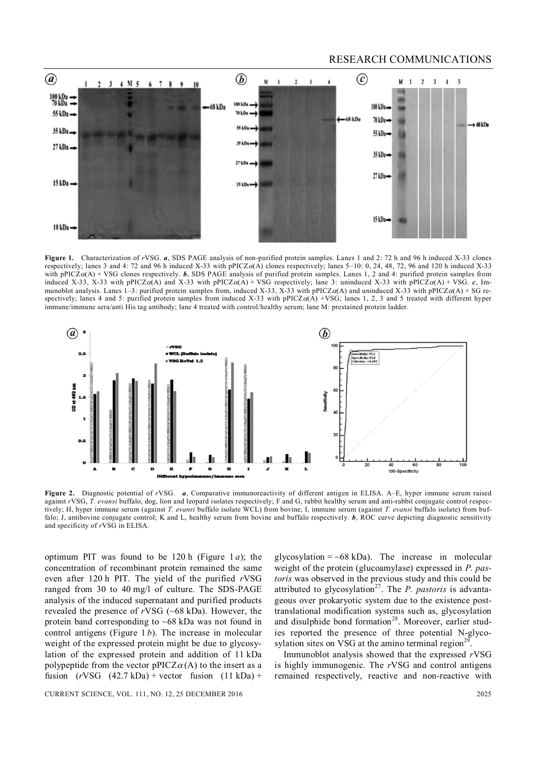**Figure 1.** Characterization of *r*VSG. ***a***, SDS PAGE analysis of non-purified protein samples. Lanes 1 and 2: 72 h and 96 h induced X-33 clones respectively; lanes 3 and 4: 72 and 96 h induced X-33 with pPICZ$\alpha$(A) clones respectively; lanes 5–10: 0, 24, 48, 72, 96 and 120 h induced X-33 with pPICZ$\alpha$(A) + VSG clones respectively. ***b***, SDS PAGE analysis of purified protein samples. Lanes 1, 2 and 4: purified protein samples from induced X-33, X-33 with pPICZ$\alpha$(A) and X-33 with pPICZ$\alpha$(A) + VSG respectively; lane 3: uninduced X-33 with pPICZ$\alpha$(A) + VSG. ***c***, Immunoblot analysis. Lanes 1–3: purified protein samples from, induced X-33, X-33 with pPICZ$\alpha$(A) and uninduced X-33 with pPICZ$\alpha$(A) + SG respectively; lanes 4 and 5: purified protein samples from induced X-33 with pPICZ$\alpha$(A) +VSG; lanes 1, 2, 3 and 5 treated with different hyper immune/immune sera/anti His tag antibody; lane 4 treated with control/healthy serum; lane M: prestained protein ladder.

**Figure 2.** Diagnostic potential of *r*VSG. ***a***, Comparative immunoreactivity of different antigen in ELISA. A–E, hyper immune serum raised against *r*VSG, *T. evansi* buffalo, dog, lion and leopard isolates respectively; F and G, rabbit healthy serum and anti-rabbit conjugate control respectively; H, hyper immune serum (against *T. evansi* buffalo isolate WCL) from bovine; I, immune serum (against *T. evansi* buffalo isolate) from buffalo; J, antibovine conjugate control; K and L, healthy serum from bovine and buffalo respectively. ***b***, ROC curve depicting diagnostic sensitivity and specificity of *r*VSG in ELISA.

optimum PIT was found to be 120 h (Figure 1 *a*); the concentration of recombinant protein remained the same even after 120 h PIT. The yield of the purified *r*VSG ranged from 30 to 40 mg/l of culture. The SDS-PAGE analysis of the induced supernatant and purified products revealed the presence of *r*VSG (~68 kDa). However, the protein band corresponding to ~68 kDa was not found in control antigens (Figure 1 *b*). The increase in molecular weight of the expressed protein might be due to glycosylation of the expressed protein and addition of 11 kDa polypeptide from the vector pPICZ$\alpha$(A) to the insert as a fusion (*r*VSG (42.7 kDa) + vector fusion (11 kDa) + glycosylation = ~68 kDa). The increase in molecular weight of the protein (glucoamylase) expressed in *P. pastoris* was observed in the previous study and this could be attributed to glycosylation[27]. The *P. pastoris* is advantageous over prokaryotic system due to the existence post-translational modification systems such as, glycosylation and disulphide bond formation[28]. Moreover, earlier studies reported the presence of three potential N-glycosylation sites on VSG at the amino terminal region[29].

Immunoblot analysis showed that the expressed *r*VSG is highly immunogenic. The *r*VSG and control antigens remained respectively, reactive and non-reactive with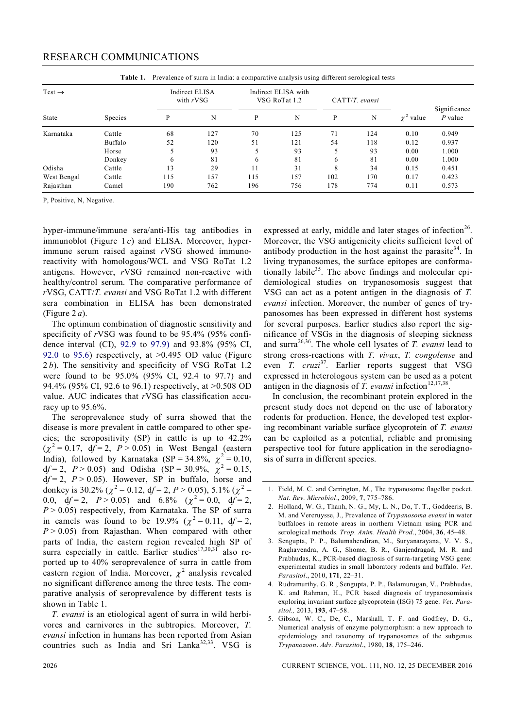**Table 1.** Prevalence of surra in India: a comparative analysis using different serological tests

| Test → | | Indirect ELISA with *r*VSG | | Indirect ELISA with VSG RoTat 1.2 | | CATT/*T. evansi* | | | |
|---|---|---|---|---|---|---|---|---|---|
| State | Species | P | N | P | N | P | N | $\chi^2$ value | Significance *P* value |
| Karnataka | Cattle | 68 | 127 | 70 | 125 | 71 | 124 | 0.10 | 0.949 |
| | Buffalo | 52 | 120 | 51 | 121 | 54 | 118 | 0.12 | 0.937 |
| | Horse | 5 | 93 | 5 | 93 | 5 | 93 | 0.00 | 1.000 |
| | Donkey | 6 | 81 | 6 | 81 | 6 | 81 | 0.00 | 1.000 |
| Odisha | Cattle | 13 | 29 | 11 | 31 | 8 | 34 | 0.15 | 0.451 |
| West Bengal | Cattle | 115 | 157 | 115 | 157 | 102 | 170 | 0.17 | 0.423 |
| Rajasthan | Camel | 190 | 762 | 196 | 756 | 178 | 774 | 0.11 | 0.573 |

P, Positive, N, Negative.

hyper-immune/immune sera/anti-His tag antibodies in immunoblot (Figure 1 *c*) and ELISA. Moreover, hyper-immune serum raised against *r*VSG showed immuno-reactivity with homologous/WCL and VSG RoTat 1.2 antigens. However, *r*VSG remained non-reactive with healthy/control serum. The comparative performance of *r*VSG, CATT/*T. evansi* and VSG RoTat 1.2 with different sera combination in ELISA has been demonstrated (Figure 2 *a*).

The optimum combination of diagnostic sensitivity and specificity of *r*VSG was found to be 95.4% (95% confidence interval (CI), 92.9 to 97.9) and 93.8% (95% CI, 92.0 to 95.6) respectively, at >0.495 OD value (Figure 2 *b*). The sensitivity and specificity of VSG RoTat 1.2 were found to be 95.0% (95% CI, 92.4 to 97.7) and 94.4% (95% CI, 92.6 to 96.1) respectively, at >0.508 OD value. AUC indicates that *r*VSG has classification accuracy up to 95.6%.

The seroprevalence study of surra showed that the disease is more prevalent in cattle compared to other species; the seropositivity (SP) in cattle is up to 42.2% ($\chi^2 = 0.17$, d$f = 2$, $P > 0.05$) in West Bengal (eastern India), followed by Karnataka (SP = 34.8%, $\chi^2 = 0.10$, d$f = 2$, $P > 0.05$) and Odisha (SP = 30.9%, $\chi^2 = 0.15$, d$f = 2$, $P > 0.05$). However, SP in buffalo, horse and donkey is 30.2% ($\chi^2 = 0.12$, d$f = 2$, $P > 0.05$), 5.1% ($\chi^2 = 0.0$, d$f = 2$, $P > 0.05$) and 6.8% ($\chi^2 = 0.0$, d$f = 2$, $P > 0.05$) respectively, from Karnataka. The SP of surra in camels was found to be 19.9% ($\chi^2 = 0.11$, d$f = 2$, $P > 0.05$) from Rajasthan. When compared with other parts of India, the eastern region revealed high SP of surra especially in cattle. Earlier studies[17,30,31] also reported up to 40% seroprevalence of surra in cattle from eastern region of India. Moreover, $\chi^2$ analysis revealed no significant difference among the three tests. The comparative analysis of seroprevalence by different tests is shown in Table 1.

*T. evansi* is an etiological agent of surra in wild herbivores and carnivores in the subtropics. Moreover, *T. evansi* infection in humans has been reported from Asian countries such as India and Sri Lanka[32,33]. VSG is expressed at early, middle and later stages of infection[26]. Moreover, the VSG antigenicity elicits sufficient level of antibody production in the host against the parasite[34]. In living trypanosomes, the surface epitopes are conformationally labile[35]. The above findings and molecular epidemiological studies on trypanosomosis suggest that VSG can act as a potent antigen in the diagnosis of *T. evansi* infection. Moreover, the number of genes of trypanosomes has been expressed in different host systems for several purposes. Earlier studies also report the significance of VSGs in the diagnosis of sleeping sickness and surra[26,36]. The whole cell lysates of *T. evansi* lead to strong cross-reactions with *T. vivax*, *T. congolense* and even *T. cruzi*[37]. Earlier reports suggest that VSG expressed in heterologous system can be used as a potent antigen in the diagnosis of *T. evansi* infection[12,17,38].

In conclusion, the recombinant protein explored in the present study does not depend on the use of laboratory rodents for production. Hence, the developed test exploring recombinant variable surface glycoprotein of *T. evansi* can be exploited as a potential, reliable and promising perspective tool for future application in the serodiagnosis of surra in different species.

1. Field, M. C. and Carrington, M., The trypanosome flagellar pocket. *Nat. Rev. Microbiol*., 2009, **7**, 775–786.
2. Holland, W. G., Thanh, N. G., My, L. N., Do, T. T., Goddeeris, B. M. and Vercruysse, J., Prevalence of *Trypanosoma evansi* in water buffaloes in remote areas in northern Vietnam using PCR and serological methods. *Trop. Anim. Health Prod*., 2004, **36**, 45–48.
3. Sengupta, P. P., Balumahendiran, M., Suryanarayana, V. V. S., Raghavendra, A. G., Shome, B. R., Ganjendragad, M. R. and Prabhudas, K., PCR-based diagnosis of surra-targeting VSG gene: experimental studies in small laboratory rodents and buffalo. *Vet. Parasitol*., 2010, **171**, 22–31.
4. Rudramurthy, G. R., Sengupta, P. P., Balamurugan, V., Prabhudas, K. and Rahman, H., PCR based diagnosis of trypanosomiasis exploring invariant surface glycoprotein (ISG) 75 gene. *Vet. Parasitol.,* 2013, **193**, 47–58.
5. Gibson, W. C., De, C., Marshall, T. F. and Godfrey, D. G., Numerical analysis of enzyme polymorphism: a new approach to epidemiology and taxonomy of trypanosomes of the subgenus *Trypanozoon*. *Adv. Parasitol*., 1980, **18**, 175–246.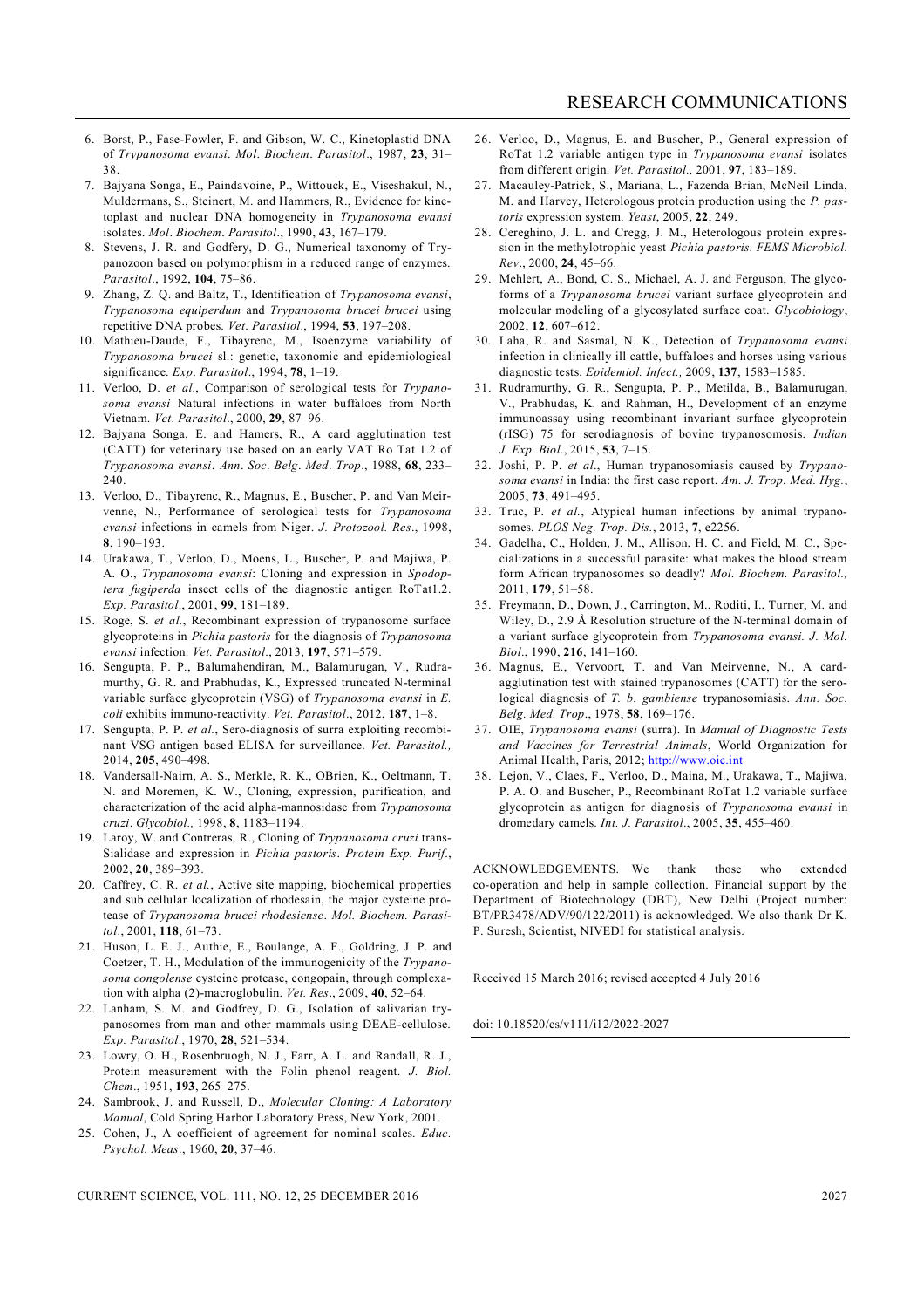6. Borst, P., Fase-Fowler, F. and Gibson, W. C., Kinetoplastid DNA of *Trypanosoma evansi*. *Mol. Biochem. Parasitol*., 1987, **23**, 31–38.
7. Bajyana Songa, E., Paindavoine, P., Wittouck, E., Viseshakul, N., Muldermans, S., Steinert, M. and Hammers, R., Evidence for kinetoplast and nuclear DNA homogeneity in *Trypanosoma evansi* isolates. *Mol. Biochem. Parasitol*., 1990, **43**, 167–179.
8. Stevens, J. R. and Godfery, D. G., Numerical taxonomy of Trypanozoon based on polymorphism in a reduced range of enzymes. *Parasitol*., 1992, **104**, 75–86.
9. Zhang, Z. Q. and Baltz, T., Identification of *Trypanosoma evansi*, *Trypanosoma equiperdum* and *Trypanosoma brucei brucei* using repetitive DNA probes. *Vet. Parasitol*., 1994, **53**, 197–208.
10. Mathieu-Daude, F., Tibayrenc, M., Isoenzyme variability of *Trypanosoma brucei* sl.: genetic, taxonomic and epidemiological significance. *Exp. Parasitol*., 1994, **78**, 1–19.
11. Verloo, D. *et al*., Comparison of serological tests for *Trypanosoma evansi* Natural infections in water buffaloes from North Vietnam. *Vet. Parasitol*., 2000, **29**, 87–96.
12. Bajyana Songa, E. and Hamers, R., A card agglutination test (CATT) for veterinary use based on an early VAT Ro Tat 1.2 of *Trypanosoma evansi*. *Ann. Soc. Belg. Med. Trop*., 1988, **68**, 233–240.
13. Verloo, D., Tibayrenc, R., Magnus, E., Buscher, P. and Van Meirvenne, N., Performance of serological tests for *Trypanosoma evansi* infections in camels from Niger. *J. Protozool. Res*., 1998, **8**, 190–193.
14. Urakawa, T., Verloo, D., Moens, L., Buscher, P. and Majiwa, P. A. O., *Trypanosoma evansi*: Cloning and expression in *Spodoptera fugiperda* insect cells of the diagnostic antigen RoTat1.2. *Exp. Parasitol*., 2001, **99**, 181–189.
15. Roge, S. *et al.*, Recombinant expression of trypanosome surface glycoproteins in *Pichia pastoris* for the diagnosis of *Trypanosoma evansi* infection. *Vet. Parasitol*., 2013, **197**, 571–579.
16. Sengupta, P. P., Balumahendiran, M., Balamurugan, V., Rudramurthy, G. R. and Prabhudas, K., Expressed truncated N-terminal variable surface glycoprotein (VSG) of *Trypanosoma evansi* in *E. coli* exhibits immuno-reactivity. *Vet. Parasitol*., 2012, **187**, 1–8.
17. Sengupta, P. P. *et al.*, Sero-diagnosis of surra exploiting recombinant VSG antigen based ELISA for surveillance. *Vet. Parasitol.,* 2014, **205**, 490–498.
18. Vandersall-Nairn, A. S., Merkle, R. K., OBrien, K., Oeltmann, T. N. and Moremen, K. W., Cloning, expression, purification, and characterization of the acid alpha-mannosidase from *Trypanosoma cruzi*. *Glycobiol.,* 1998, **8**, 1183–1194.
19. Laroy, W. and Contreras, R., Cloning of *Trypanosoma cruzi* trans-Sialidase and expression in *Pichia pastoris*. *Protein Exp. Purif*., 2002, **20**, 389–393.
20. Caffrey, C. R. *et al.*, Active site mapping, biochemical properties and sub cellular localization of rhodesain, the major cysteine protease of *Trypanosoma brucei rhodesiense*. *Mol. Biochem. Parasitol*., 2001, **118**, 61–73.
21. Huson, L. E. J., Authie, E., Boulange, A. F., Goldring, J. P. and Coetzer, T. H., Modulation of the immunogenicity of the *Trypanosoma congolense* cysteine protease, congopain, through complexation with alpha (2)-macroglobulin. *Vet. Res*., 2009, **40**, 52–64.
22. Lanham, S. M. and Godfrey, D. G., Isolation of salivarian trypanosomes from man and other mammals using DEAE-cellulose. *Exp. Parasitol*., 1970, **28**, 521–534.
23. Lowry, O. H., Rosenbruogh, N. J., Farr, A. L. and Randall, R. J., Protein measurement with the Folin phenol reagent. *J. Biol. Chem*., 1951, **193**, 265–275.
24. Sambrook, J. and Russell, D., *Molecular Cloning: A Laboratory Manual*, Cold Spring Harbor Laboratory Press, New York, 2001.
25. Cohen, J., A coefficient of agreement for nominal scales. *Educ. Psychol. Meas*., 1960, **20**, 37–46.
26. Verloo, D., Magnus, E. and Buscher, P., General expression of RoTat 1.2 variable antigen type in *Trypanosoma evansi* isolates from different origin. *Vet. Parasitol.,* 2001, **97**, 183–189.
27. Macauley-Patrick, S., Mariana, L., Fazenda Brian, McNeil Linda, M. and Harvey, Heterologous protein production using the *P. pastoris* expression system. *Yeast*, 2005, **22**, 249.
28. Cereghino, J. L. and Cregg, J. M., Heterologous protein expression in the methylotrophic yeast *Pichia pastoris. FEMS Microbiol. Rev*., 2000, **24**, 45–66.
29. Mehlert, A., Bond, C. S., Michael, A. J. and Ferguson, The glycoforms of a *Trypanosoma brucei* variant surface glycoprotein and molecular modeling of a glycosylated surface coat. *Glycobiology*, 2002, **12**, 607–612.
30. Laha, R. and Sasmal, N. K., Detection of *Trypanosoma evansi* infection in clinically ill cattle, buffaloes and horses using various diagnostic tests. *Epidemiol. Infect.,* 2009, **137**, 1583–1585.
31. Rudramurthy, G. R., Sengupta, P. P., Metilda, B., Balamurugan, V., Prabhudas, K. and Rahman, H., Development of an enzyme immunoassay using recombinant invariant surface glycoprotein (rISG) 75 for serodiagnosis of bovine trypanosomosis. *Indian J. Exp. Biol*., 2015, **53**, 7–15.
32. Joshi, P. P. *et al*., Human trypanosomiasis caused by *Trypanosoma evansi* in India: the first case report. *Am. J. Trop. Med. Hyg.*, 2005, **73**, 491–495.
33. Truc, P. *et al.*, Atypical human infections by animal trypanosomes. *PLOS Neg. Trop. Dis.*, 2013, **7**, e2256.
34. Gadelha, C., Holden, J. M., Allison, H. C. and Field, M. C., Specializations in a successful parasite: what makes the blood stream form African trypanosomes so deadly? *Mol. Biochem. Parasitol.,* 2011, **179**, 51–58.
35. Freymann, D., Down, J., Carrington, M., Roditi, I., Turner, M. and Wiley, D., 2.9 Å Resolution structure of the N-terminal domain of a variant surface glycoprotein from *Trypanosoma evansi. J. Mol. Biol*., 1990, **216**, 141–160.
36. Magnus, E., Vervoort, T. and Van Meirvenne, N., A card-agglutination test with stained trypanosomes (CATT) for the serological diagnosis of *T. b. gambiense* trypanosomiasis. *Ann. Soc. Belg. Med. Trop*., 1978, **58**, 169–176.
37. OIE, *Trypanosoma evansi* (surra). In *Manual of Diagnostic Tests and Vaccines for Terrestrial Animals*, World Organization for Animal Health, Paris, 2012; http://www.oie.int
38. Lejon, V., Claes, F., Verloo, D., Maina, M., Urakawa, T., Majiwa, P. A. O. and Buscher, P., Recombinant RoTat 1.2 variable surface glycoprotein as antigen for diagnosis of *Trypanosoma evansi* in dromedary camels. *Int. J. Parasitol*., 2005, **35**, 455–460.

ACKNOWLEDGEMENTS. We thank those who extended co-operation and help in sample collection. Financial support by the Department of Biotechnology (DBT), New Delhi (Project number: BT/PR3478/ADV/90/122/2011) is acknowledged. We also thank Dr K. P. Suresh, Scientist, NIVEDI for statistical analysis.

Received 15 March 2016; revised accepted 4 July 2016

doi: 10.18520/cs/v111/i12/2022-2027